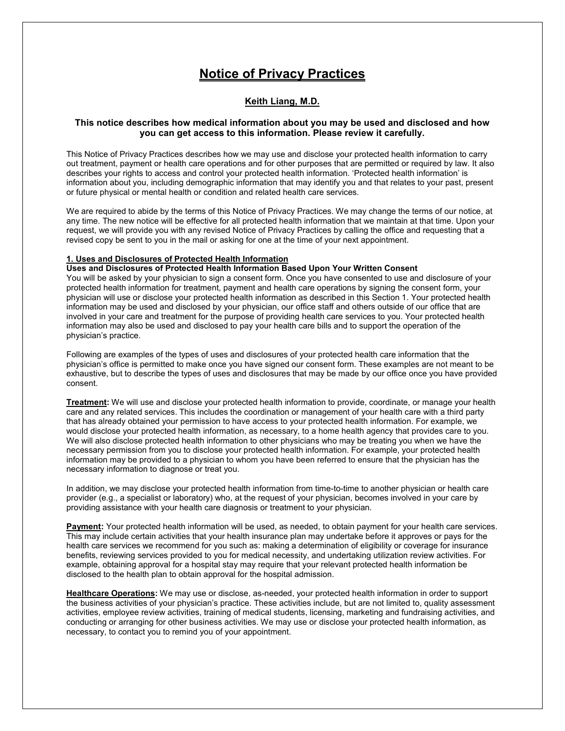# Notice of Privacy Practices

## Keith Liang, M.D.

**This notice describes how medical information about you may be used and disclosed and how you can get access to this information. Please review it carefully.**

This Notice of Privacy Practices describes how we may use and disclose your protected health information to carry out treatment, payment or health care operations and for other purposes that are permitted or required by law. It also describes your rights to access and control your protected health information. 'Protected health information' is information about you, including demographic information that may identify you and that relates to your past, present or future physical or mental health or condition and related health care services.

We are required to abide by the terms of this Notice of Privacy Practices. We may change the terms of our notice, at any time. The new notice will be effective for all protected health information that we maintain at that time. Upon your request, we will provide you with any revised Notice of Privacy Practices by calling the office and requesting that a revised copy be sent to you in the mail or asking for one at the time of your next appointment.

### 1. Uses and Disclosures of Protected Health Information

**Uses and Disclosures of Protected Health Information Based Upon Your Written Consent**

You will be asked by your physician to sign a consent form. Once you have consented to use and disclosure of your protected health information for treatment, payment and health care operations by signing the consent form, your physician will use or disclose your protected health information as described in this Section 1. Your protected health information may be used and disclosed by your physician, our office staff and others outside of our office that are involved in your care and treatment for the purpose of providing health care services to you. Your protected health information may also be used and disclosed to pay your health care bills and to support the operation of the physician's practice.

Following are examples of the types of uses and disclosures of your protected health care information that the physician's office is permitted to make once you have signed our consent form. These examples are not meant to be exhaustive, but to describe the types of uses and disclosures that may be made by our office once you have provided consent.

**Treatment:** We will use and disclose your protected health information to provide, coordinate, or manage your health care and any related services. This includes the coordination or management of your health care with a third party that has already obtained your permission to have access to your protected health information. For example, we would disclose your protected health information, as necessary, to a home health agency that provides care to you. We will also disclose protected health information to other physicians who may be treating you when we have the necessary permission from you to disclose your protected health information. For example, your protected health information may be provided to a physician to whom you have been referred to ensure that the physician has the necessary information to diagnose or treat you.

In addition, we may disclose your protected health information from time-to-time to another physician or health care provider (e.g., a specialist or laboratory) who, at the request of your physician, becomes involved in your care by providing assistance with your health care diagnosis or treatment to your physician.

**Payment:** Your protected health information will be used, as needed, to obtain payment for your health care services. This may include certain activities that your health insurance plan may undertake before it approves or pays for the health care services we recommend for you such as: making a determination of eligibility or coverage for insurance benefits, reviewing services provided to you for medical necessity, and undertaking utilization review activities. For example, obtaining approval for a hospital stay may require that your relevant protected health information be disclosed to the health plan to obtain approval for the hospital admission.

**Healthcare Operations:** We may use or disclose, as-needed, your protected health information in order to support the business activities of your physician's practice. These activities include, but are not limited to, quality assessment activities, employee review activities, training of medical students, licensing, marketing and fundraising activities, and conducting or arranging for other business activities. We may use or disclose your protected health information, as necessary, to contact you to remind you of your appointment.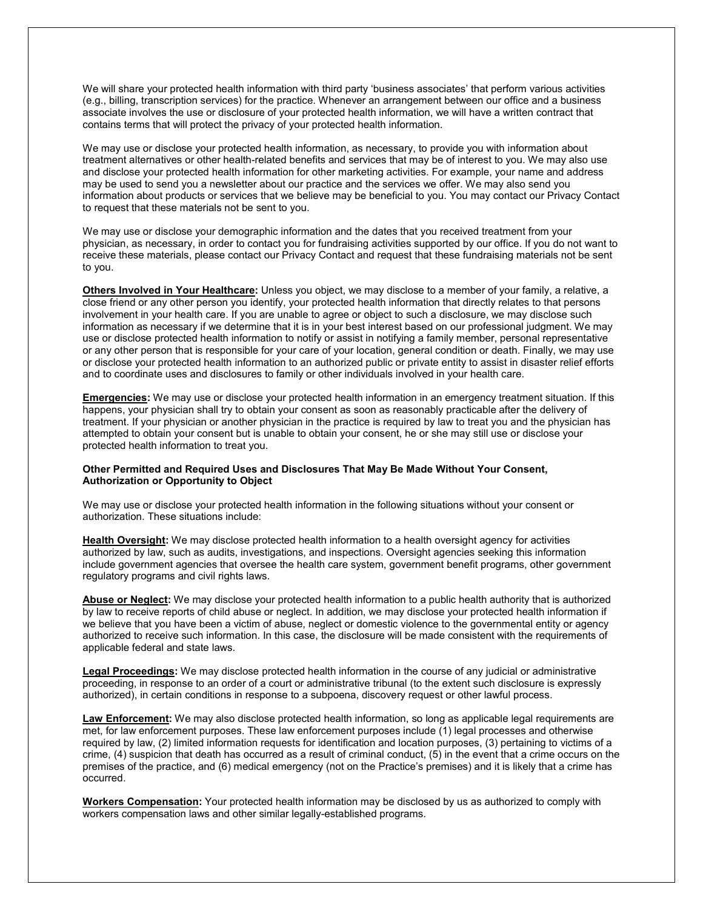We will share your protected health information with third party 'business associates' that perform various activities (e.g., billing, transcription services) for the practice. Whenever an arrangement between our office and a business associate involves the use or disclosure of your protected health information, we will have a written contract that contains terms that will protect the privacy of your protected health information.

We may use or disclose your protected health information, as necessary, to provide you with information about treatment alternatives or other health-related benefits and services that may be of interest to you. We may also use and disclose your protected health information for other marketing activities. For example, your name and address may be used to send you a newsletter about our practice and the services we offer. We may also send you information about products or services that we believe may be beneficial to you. You may contact our Privacy Contact to request that these materials not be sent to you.

We may use or disclose your demographic information and the dates that you received treatment from your physician, as necessary, in order to contact you for fundraising activities supported by our office. If you do not want to receive these materials, please contact our Privacy Contact and request that these fundraising materials not be sent to you.

**Others Involved in Your Healthcare:** Unless you object, we may disclose to a member of your family, a relative, a close friend or any other person you identify, your protected health information that directly relates to that persons involvement in your health care. If you are unable to agree or object to such a disclosure, we may disclose such information as necessary if we determine that it is in your best interest based on our professional judgment. We may use or disclose protected health information to notify or assist in notifying a family member, personal representative or any other person that is responsible for your care of your location, general condition or death. Finally, we may use or disclose your protected health information to an authorized public or private entity to assist in disaster relief efforts and to coordinate uses and disclosures to family or other individuals involved in your health care.

**Emergencies:** We may use or disclose your protected health information in an emergency treatment situation. If this happens, your physician shall try to obtain your consent as soon as reasonably practicable after the delivery of treatment. If your physician or another physician in the practice is required by law to treat you and the physician has attempted to obtain your consent but is unable to obtain your consent, he or she may still use or disclose your protected health information to treat you.

**Other Permitted and Required Uses and Disclosures That May Be Made Without Your Consent, Authorization or Opportunity to Object**

We may use or disclose your protected health information in the following situations without your consent or authorization. These situations include:

**Health Oversight:** We may disclose protected health information to a health oversight agency for activities authorized by law, such as audits, investigations, and inspections. Oversight agencies seeking this information include government agencies that oversee the health care system, government benefit programs, other government regulatory programs and civil rights laws.

**Abuse or Neglect:** We may disclose your protected health information to a public health authority that is authorized by law to receive reports of child abuse or neglect. In addition, we may disclose your protected health information if we believe that you have been a victim of abuse, neglect or domestic violence to the governmental entity or agency authorized to receive such information. In this case, the disclosure will be made consistent with the requirements of applicable federal and state laws.

**Legal Proceedings:** We may disclose protected health information in the course of any judicial or administrative proceeding, in response to an order of a court or administrative tribunal (to the extent such disclosure is expressly authorized), in certain conditions in response to a subpoena, discovery request or other lawful process.

**Law Enforcement:** We may also disclose protected health information, so long as applicable legal requirements are met, for law enforcement purposes. These law enforcement purposes include (1) legal processes and otherwise required by law, (2) limited information requests for identification and location purposes, (3) pertaining to victims of a crime, (4) suspicion that death has occurred as a result of criminal conduct, (5) in the event that a crime occurs on the premises of the practice, and (6) medical emergency (not on the Practice's premises) and it is likely that a crime has occurred.

**Workers Compensation:** Your protected health information may be disclosed by us as authorized to comply with workers compensation laws and other similar legally-established programs.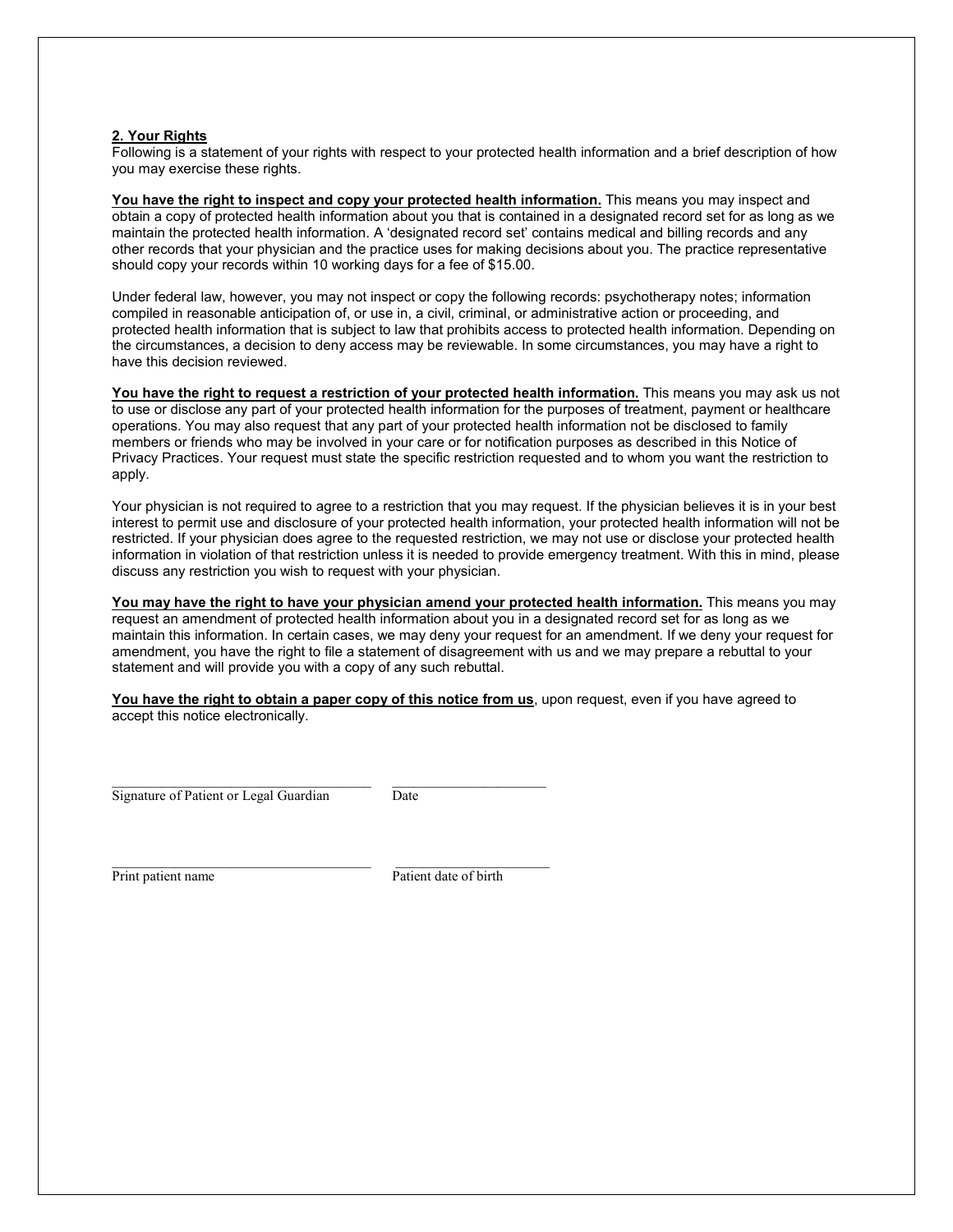**2. Your Rights**

Following is a statement of your rights with respect to your protected health information and a brief description of how you may exercise these rights.

**You have the right to inspect and copy your protected health information.** This means you may inspect and obtain a copy of protected health information about you that is contained in a designated record set for as long as we maintain the protected health information. A 'designated record set' contains medical and billing records and any other records that your physician and the practice uses for making decisions about you. The practice representative should copy your records within 10 working days for a fee of $15.00.

Under federal law, however, you may not inspect or copy the following records: psychotherapy notes; information compiled in reasonable anticipation of, or use in, a civil, criminal, or administrative action or proceeding, and protected health information that is subject to law that prohibits access to protected health information. Depending on the circumstances, a decision to deny access may be reviewable. In some circumstances, you may have a right to have this decision reviewed.

**You have the right to request a restriction of your protected health information.** This means you may ask us not to use or disclose any part of your protected health information for the purposes of treatment, payment or healthcare operations. You may also request that any part of your protected health information not be disclosed to family members or friends who may be involved in your care or for notification purposes as described in this Notice of Privacy Practices. Your request must state the specific restriction requested and to whom you want the restriction to apply.

Your physician is not required to agree to a restriction that you may request. If the physician believes it is in your best interest to permit use and disclosure of your protected health information, your protected health information will not be restricted. If your physician does agree to the requested restriction, we may not use or disclose your protected health information in violation of that restriction unless it is needed to provide emergency treatment. With this in mind, please discuss any restriction you wish to request with your physician.

**You may have the right to have your physician amend your protected health information.** This means you may request an amendment of protected health information about you in a designated record set for as long as we maintain this information. In certain cases, we may deny your request for an amendment. If we deny your request for amendment, you have the right to file a statement of disagreement with us and we may prepare a rebuttal to your statement and will provide you with a copy of any such rebuttal.

**You have the right to obtain a paper copy of this notice from us**, upon request, even if you have agreed to accept this notice electronically.

_____________________________________ _____________________

Signature of Patient or Legal Guardian Date

_____________________________________ _____________________

Print patient name Patient date of birth